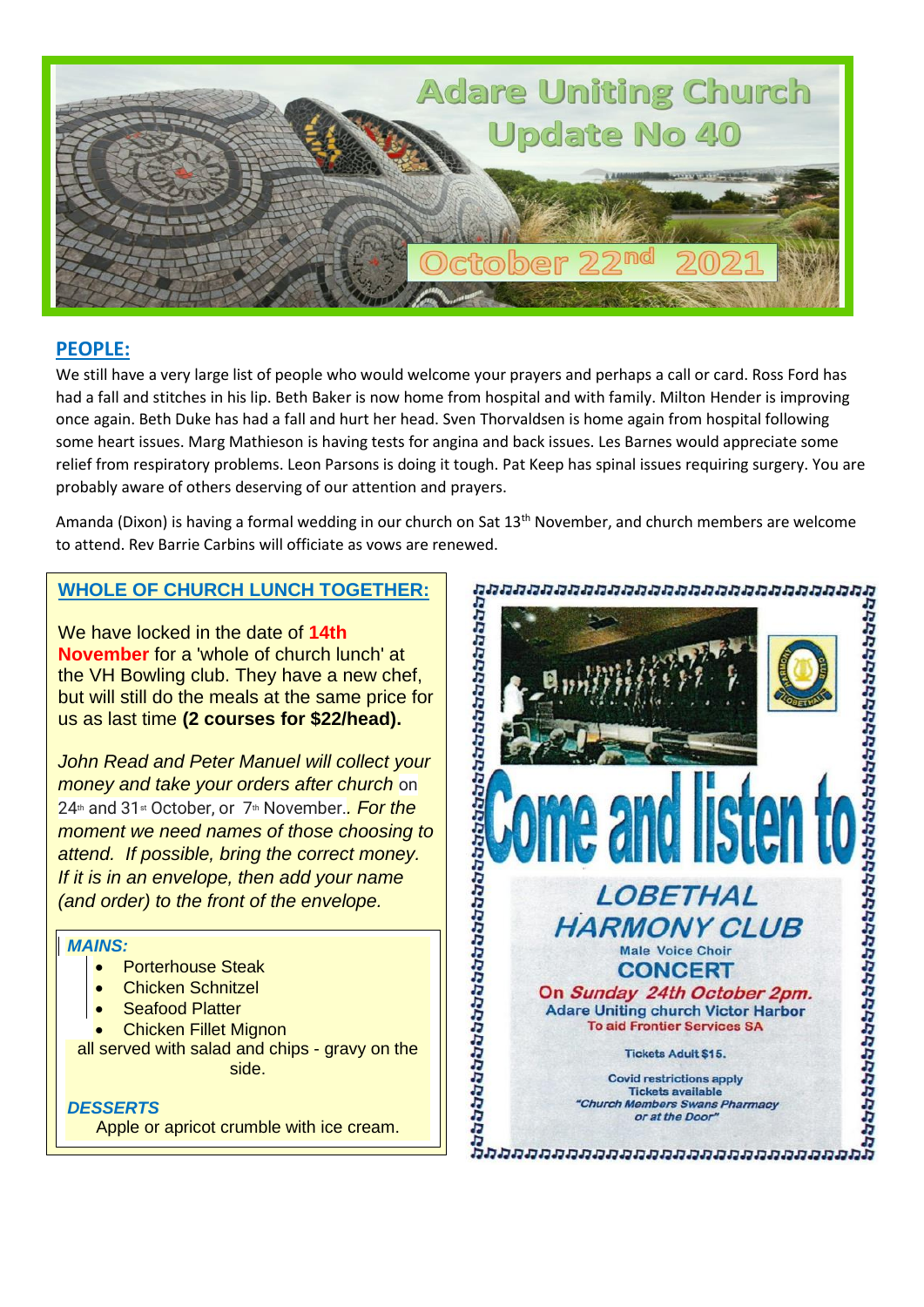# Adare Uniting Church Update No 40

## October 22nd 2021

## PEOPLE:

We still have a very large list of people who would welcome your prayers and perhaps a call or card. Ross Ford has had a fall and stitches in his lip. Beth Baker is now home from hospital and with family. Milton Hender is improving once again. Beth Duke has had a fall and hurt her head. Sven Thorvaldsen is home again from hospital following some heart issues. Marg Mathieson is having tests for angina and back issues. Les Barnes would appreciate some relief from respiratory problems. Leon Parsons is doing it tough. Pat Keep has spinal issues requiring surgery. You are probably aware of others deserving of our attention and prayers.

Amanda (Dixon) is having a formal wedding in our church on Sat 13th November, and church members are welcome to attend. Rev Barrie Carbins will officiate as vows are renewed.

## WHOLE OF CHURCH LUNCH TOGETHER:

We have locked in the date of **14th November** for a 'whole of church lunch' at the VH Bowling club. They have a new chef, but will still do the meals at the same price for us as last time **(2 courses for $22/head).**

*John Read and Peter Manuel will collect your money and take your orders after church* on 24th and 31st October, or 7th November.. *For the moment we need names of those choosing to attend. If possible, bring the correct money. If it is in an envelope, then add your name (and order) to the front of the envelope.*

***MAINS:***

- Porterhouse Steak
- Chicken Schnitzel
- Seafood Platter
- Chicken Fillet Mignon

all served with salad and chips - gravy on the side.

***DESSERTS***

Apple or apricot crumble with ice cream.

## Come and listen to

### LOBETHAL HARMONY CLUB

Male Voice Choir

**CONCERT**

On *Sunday 24th October 2pm.*

Adare Uniting church Victor Harbor

To aid Frontier Services SA

Tickets Adult $15.

Covid restrictions apply

Tickets available

*"Church Members Swans Pharmacy or at the Door"*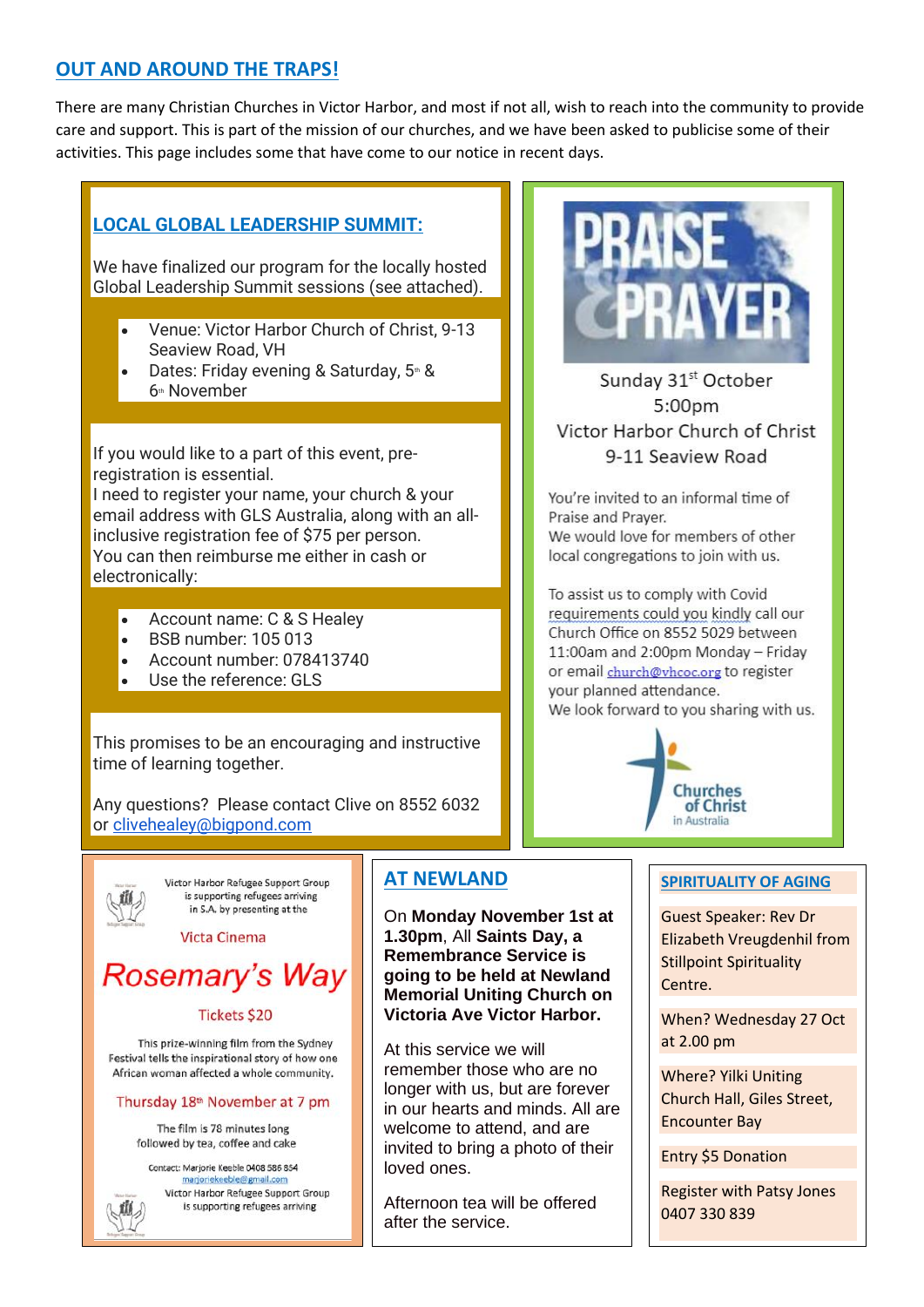## OUT AND AROUND THE TRAPS!

There are many Christian Churches in Victor Harbor, and most if not all, wish to reach into the community to provide care and support. This is part of the mission of our churches, and we have been asked to publicise some of their activities. This page includes some that have come to our notice in recent days.

### LOCAL GLOBAL LEADERSHIP SUMMIT:

We have finalized our program for the locally hosted Global Leadership Summit sessions (see attached).

- Venue: Victor Harbor Church of Christ, 9-13 Seaview Road, VH
- Dates: Friday evening & Saturday, 5th & 6th November

If you would like to a part of this event, pre-registration is essential.
I need to register your name, your church & your email address with GLS Australia, along with an all-inclusive registration fee of $75 per person.
You can then reimburse me either in cash or electronically:

- Account name: C & S Healey
- BSB number: 105 013
- Account number: 078413740
- Use the reference: GLS

This promises to be an encouraging and instructive time of learning together.

Any questions? Please contact Clive on 8552 6032 or clivehealey@bigpond.com

### PRAISE & PRAYER

Sunday 31st October
5:00pm
Victor Harbor Church of Christ
9-11 Seaview Road

You're invited to an informal time of Praise and Prayer.
We would love for members of other local congregations to join with us.

To assist us to comply with Covid requirements could you kindly call our Church Office on 8552 5029 between 11:00am and 2:00pm Monday – Friday or email church@vhcoc.org to register your planned attendance.
We look forward to you sharing with us.

Churches of Christ in Australia

---

Victor Harbor Refugee Support Group is supporting refugees arriving in S.A. by presenting at the

Victa Cinema

### Rosemary's Way

Tickets $20

This prize-winning film from the Sydney Festival tells the inspirational story of how one African woman affected a whole community.

Thursday 18th November at 7 pm

The film is 78 minutes long followed by tea, coffee and cake

Contact: Marjorie Keeble 0408 586 854
marjoriekeeble@gmail.com

Victor Harbor Refugee Support Group is supporting refugees arriving

### AT NEWLAND

On **Monday November 1st at 1.30pm**, All **Saints Day, a Remembrance Service is going to be held at Newland Memorial Uniting Church on Victoria Ave Victor Harbor.**

At this service we will remember those who are no longer with us, but are forever in our hearts and minds. All are welcome to attend, and are invited to bring a photo of their loved ones.

Afternoon tea will be offered after the service.

### SPIRITUALITY OF AGING

Guest Speaker: Rev Dr Elizabeth Vreugdenhil from Stillpoint Spirituality Centre.

When? Wednesday 27 Oct at 2.00 pm

Where? Yilki Uniting Church Hall, Giles Street, Encounter Bay

Entry $5 Donation

Register with Patsy Jones 0407 330 839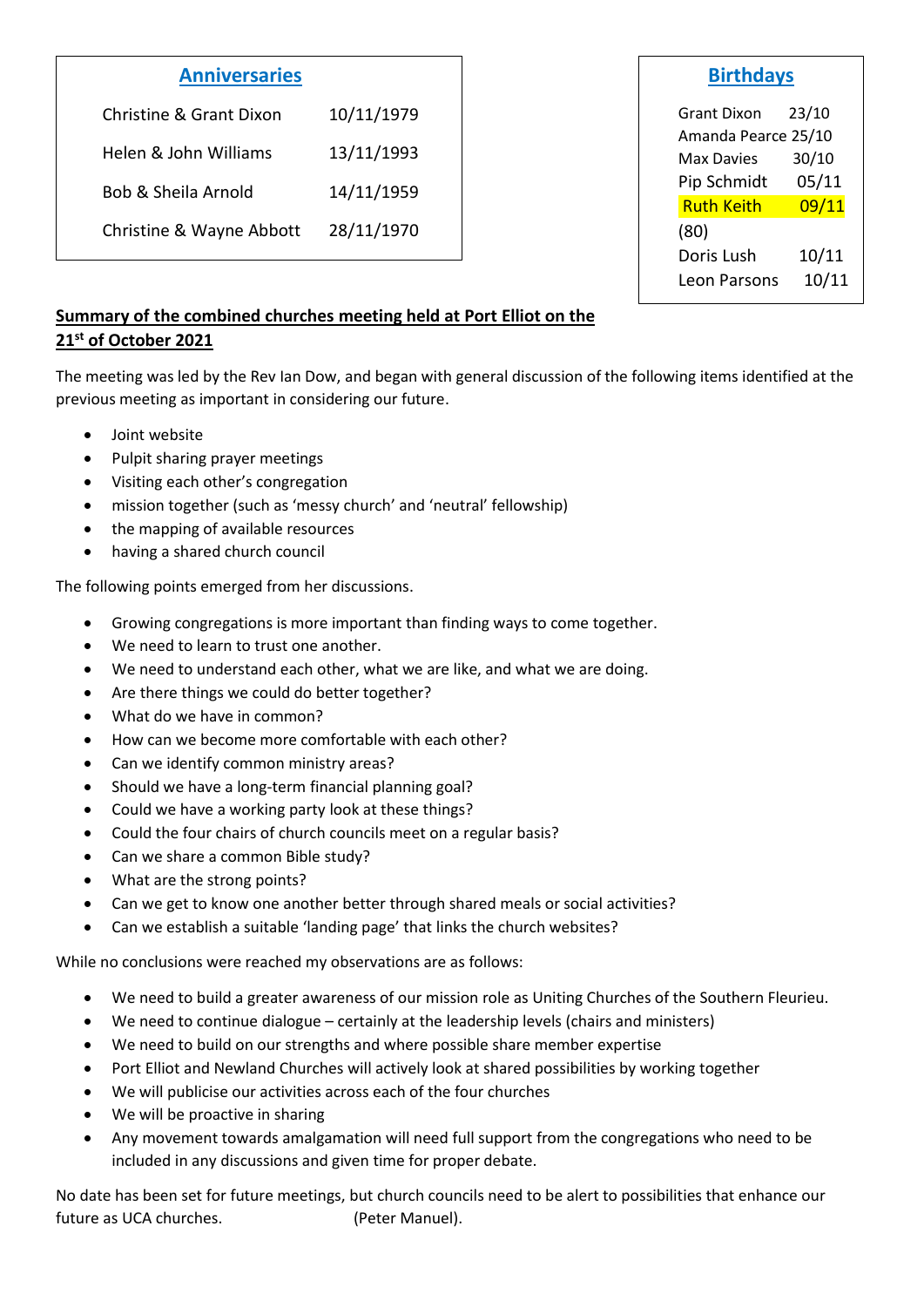## Anniversaries

| | |
|---|---|
| Christine & Grant Dixon | 10/11/1979 |
| Helen & John Williams | 13/11/1993 |
| Bob & Sheila Arnold | 14/11/1959 |
| Christine & Wayne Abbott | 28/11/1970 |

## Birthdays

| | |
|---|---|
| Grant Dixon | 23/10 |
| Amanda Pearce | 25/10 |
| Max Davies | 30/10 |
| Pip Schmidt | 05/11 |
| Ruth Keith (80) | 09/11 |
| Doris Lush | 10/11 |
| Leon Parsons | 10/11 |

**Summary of the combined churches meeting held at Port Elliot on the 21st of October 2021**

The meeting was led by the Rev Ian Dow, and began with general discussion of the following items identified at the previous meeting as important in considering our future.

- Joint website
- Pulpit sharing prayer meetings
- Visiting each other's congregation
- mission together (such as 'messy church' and 'neutral' fellowship)
- the mapping of available resources
- having a shared church council

The following points emerged from her discussions.

- Growing congregations is more important than finding ways to come together.
- We need to learn to trust one another.
- We need to understand each other, what we are like, and what we are doing.
- Are there things we could do better together?
- What do we have in common?
- How can we become more comfortable with each other?
- Can we identify common ministry areas?
- Should we have a long-term financial planning goal?
- Could we have a working party look at these things?
- Could the four chairs of church councils meet on a regular basis?
- Can we share a common Bible study?
- What are the strong points?
- Can we get to know one another better through shared meals or social activities?
- Can we establish a suitable 'landing page' that links the church websites?

While no conclusions were reached my observations are as follows:

- We need to build a greater awareness of our mission role as Uniting Churches of the Southern Fleurieu.
- We need to continue dialogue – certainly at the leadership levels (chairs and ministers)
- We need to build on our strengths and where possible share member expertise
- Port Elliot and Newland Churches will actively look at shared possibilities by working together
- We will publicise our activities across each of the four churches
- We will be proactive in sharing
- Any movement towards amalgamation will need full support from the congregations who need to be included in any discussions and given time for proper debate.

No date has been set for future meetings, but church councils need to be alert to possibilities that enhance our future as UCA churches. (Peter Manuel).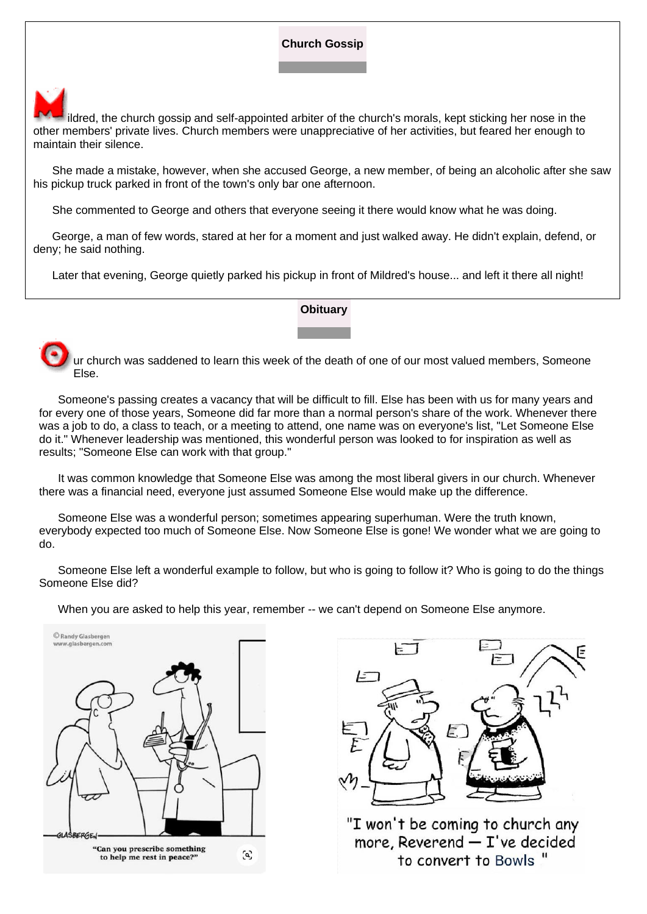## Church Gossip

Mildred, the church gossip and self-appointed arbiter of the church's morals, kept sticking her nose in the other members' private lives. Church members were unappreciative of her activities, but feared her enough to maintain their silence.

She made a mistake, however, when she accused George, a new member, of being an alcoholic after she saw his pickup truck parked in front of the town's only bar one afternoon.

She commented to George and others that everyone seeing it there would know what he was doing.

George, a man of few words, stared at her for a moment and just walked away. He didn't explain, defend, or deny; he said nothing.

Later that evening, George quietly parked his pickup in front of Mildred's house... and left it there all night!

## Obituary

Our church was saddened to learn this week of the death of one of our most valued members, Someone Else.

Someone's passing creates a vacancy that will be difficult to fill. Else has been with us for many years and for every one of those years, Someone did far more than a normal person's share of the work. Whenever there was a job to do, a class to teach, or a meeting to attend, one name was on everyone's list, "Let Someone Else do it." Whenever leadership was mentioned, this wonderful person was looked to for inspiration as well as results; "Someone Else can work with that group."

It was common knowledge that Someone Else was among the most liberal givers in our church. Whenever there was a financial need, everyone just assumed Someone Else would make up the difference.

Someone Else was a wonderful person; sometimes appearing superhuman. Were the truth known, everybody expected too much of Someone Else. Now Someone Else is gone! We wonder what we are going to do.

Someone Else left a wonderful example to follow, but who is going to follow it? Who is going to do the things Someone Else did?

When you are asked to help this year, remember -- we can't depend on Someone Else anymore.

"Can you prescribe something to help me rest in peace?"

"I won't be coming to church any more, Reverend — I've decided to convert to Bowls"